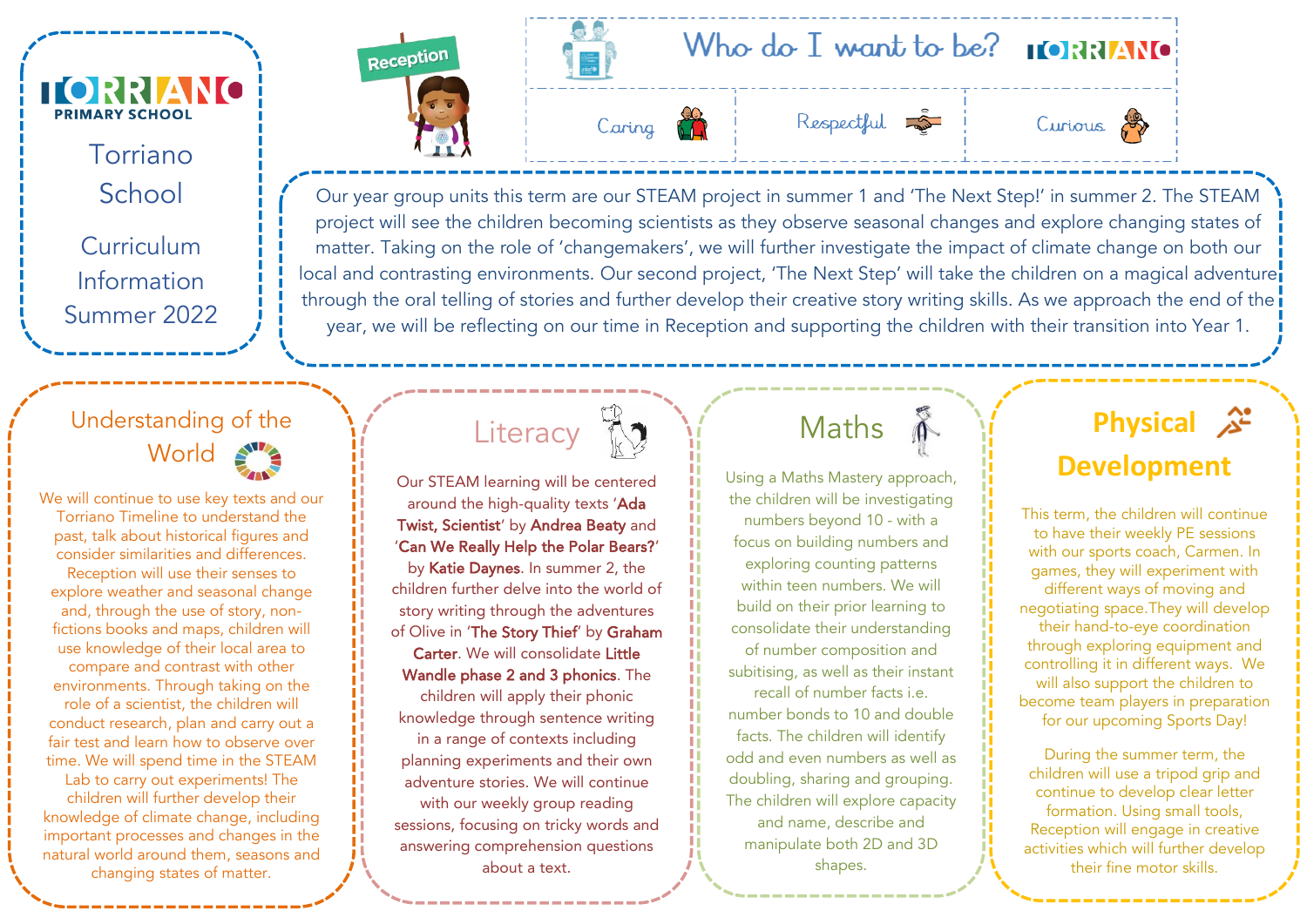# TORRIANO PRIMARY SCHOOL

Torriano School

Curriculum Information Summer 2022

Reception

## Who do I want to be? TORRIANO

Caring | Respectful | Curious

Our year group units this term are our STEAM project in summer 1 and 'The Next Step!' in summer 2. The STEAM project will see the children becoming scientists as they observe seasonal changes and explore changing states of matter. Taking on the role of 'changemakers', we will further investigate the impact of climate change on both our local and contrasting environments. Our second project, 'The Next Step' will take the children on a magical adventure through the oral telling of stories and further develop their creative story writing skills. As we approach the end of the year, we will be reflecting on our time in Reception and supporting the children with their transition into Year 1.

## Understanding of the World

We will continue to use key texts and our Torriano Timeline to understand the past, talk about historical figures and consider similarities and differences. Reception will use their senses to explore weather and seasonal change and, through the use of story, non-fictions books and maps, children will use knowledge of their local area to compare and contrast with other environments. Through taking on the role of a scientist, the children will conduct research, plan and carry out a fair test and learn how to observe over time. We will spend time in the STEAM Lab to carry out experiments! The children will further develop their knowledge of climate change, including important processes and changes in the natural world around them, seasons and changing states of matter.

## Literacy

Our STEAM learning will be centered around the high-quality texts '**Ada Twist, Scientist**' by **Andrea Beaty** and '**Can We Really Help the Polar Bears?**' by **Katie Daynes**. In summer 2, the children further delve into the world of story writing through the adventures of Olive in '**The Story Thief**' by **Graham Carter**. We will consolidate **Little Wandle phase 2 and 3 phonics**. The children will apply their phonic knowledge through sentence writing in a range of contexts including planning experiments and their own adventure stories. We will continue with our weekly group reading sessions, focusing on tricky words and answering comprehension questions about a text.

## Maths

Using a Maths Mastery approach, the children will be investigating numbers beyond 10 - with a focus on building numbers and exploring counting patterns within teen numbers. We will build on their prior learning to consolidate their understanding of number composition and subitising, as well as their instant recall of number facts i.e. number bonds to 10 and double facts. The children will identify odd and even numbers as well as doubling, sharing and grouping. The children will explore capacity and name, describe and manipulate both 2D and 3D shapes.

## Physical Development

This term, the children will continue to have their weekly PE sessions with our sports coach, Carmen. In games, they will experiment with different ways of moving and negotiating space.They will develop their hand-to-eye coordination through exploring equipment and controlling it in different ways. We will also support the children to become team players in preparation for our upcoming Sports Day!

During the summer term, the children will use a tripod grip and continue to develop clear letter formation. Using small tools, Reception will engage in creative activities which will further develop their fine motor skills.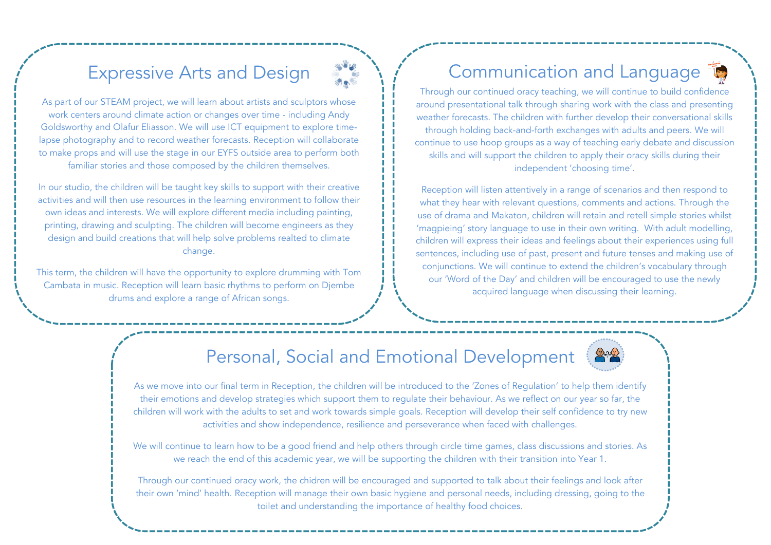## Expressive Arts and Design

As part of our STEAM project, we will learn about artists and sculptors whose work centers around climate action or changes over time - including Andy Goldsworthy and Olafur Eliasson. We will use ICT equipment to explore time-lapse photography and to record weather forecasts. Reception will collaborate to make props and will use the stage in our EYFS outside area to perform both familiar stories and those composed by the children themselves.

In our studio, the children will be taught key skills to support with their creative activities and will then use resources in the learning environment to follow their own ideas and interests. We will explore different media including painting, printing, drawing and sculpting. The children will become engineers as they design and build creations that will help solve problems realted to climate change.

This term, the children will have the opportunity to explore drumming with Tom Cambata in music. Reception will learn basic rhythms to perform on Djembe drums and explore a range of African songs.

## Communication and Language

Through our continued oracy teaching, we will continue to build confidence around presentational talk through sharing work with the class and presenting weather forecasts. The children with further develop their conversational skills through holding back-and-forth exchanges with adults and peers. We will continue to use hoop groups as a way of teaching early debate and discussion skills and will support the children to apply their oracy skills during their independent 'choosing time'.

Reception will listen attentively in a range of scenarios and then respond to what they hear with relevant questions, comments and actions. Through the use of drama and Makaton, children will retain and retell simple stories whilst 'magpieing' story language to use in their own writing. With adult modelling, children will express their ideas and feelings about their experiences using full sentences, including use of past, present and future tenses and making use of conjunctions. We will continue to extend the children's vocabulary through our 'Word of the Day' and children will be encouraged to use the newly acquired language when discussing their learning.

## Personal, Social and Emotional Development

As we move into our final term in Reception, the children will be introduced to the 'Zones of Regulation' to help them identify their emotions and develop strategies which support them to regulate their behaviour. As we reflect on our year so far, the children will work with the adults to set and work towards simple goals. Reception will develop their self confidence to try new activities and show independence, resilience and perseverance when faced with challenges.

We will continue to learn how to be a good friend and help others through circle time games, class discussions and stories. As we reach the end of this academic year, we will be supporting the children with their transition into Year 1.

Through our continued oracy work, the chidren will be encouraged and supported to talk about their feelings and look after their own 'mind' health. Reception will manage their own basic hygiene and personal needs, including dressing, going to the toilet and understanding the importance of healthy food choices.